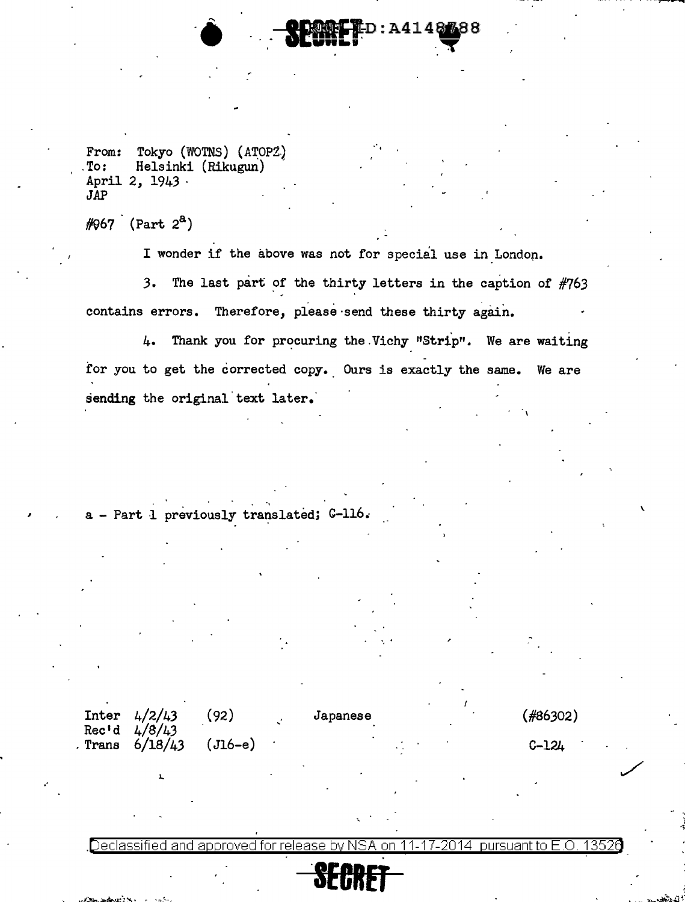SECRET REF ID:A4148788

From: Tokyo (WOTNS) (ATOPZ)
To: Helsinki (Rikugun)
April 2, 1943
JAP

#967 (Part 2[a])

I wonder if the above was not for special use in London.

3. The last part of the thirty letters in the caption of #763 contains errors. Therefore, please send these thirty again.

4. Thank you for procuring the Vichy "Strip". We are waiting for you to get the corrected copy. Ours is exactly the same. We are sending the original text later.

a - Part 1 previously translated; C-116.

| | | | | |
|---|---|---|---|---|
| Inter 4/2/43 | (92) | Japanese | | (#86302) |
| Rec'd 4/8/43 | | | | |
| Trans 6/18/43 | (J16-e) | | | C-124 |

Declassified and approved for release by NSA on 11-17-2014 pursuant to E.O. 13526

SECRET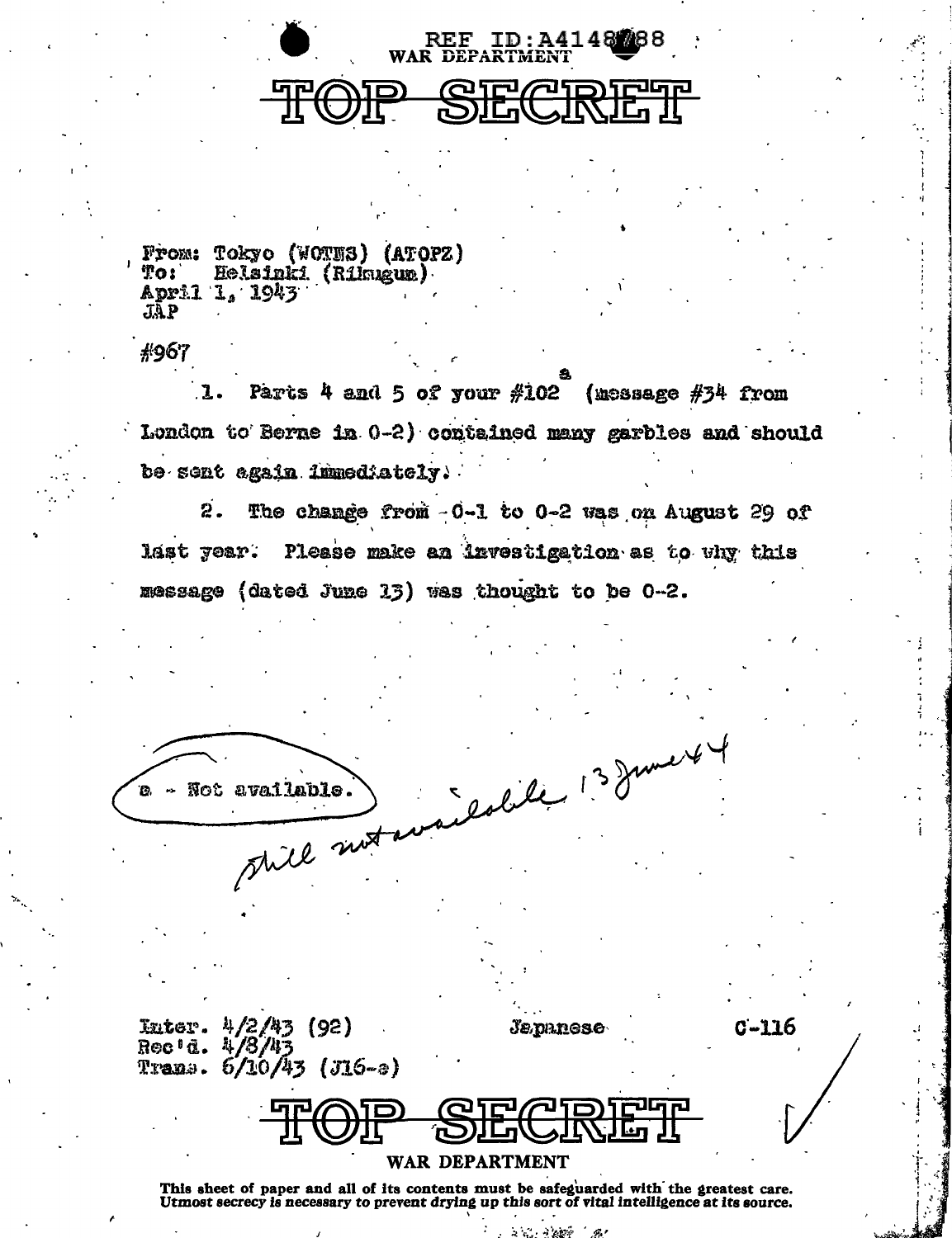REF ID:A4148788
WAR DEPARTMENT

# TOP SECRET

From: Tokyo (WOTWS) (ATOPZ)
To: Helsinki (Rikugun)
April 1, 1943
JAP

#967

1. Parts 4 and 5 of your #102[a] (message #34 from London to Berne in 0-2) contained many garbles and should be sent again immediately.

2. The change from 0-1 to 0-2 was on August 29 of last year. Please make an investigation as to why this message (dated June 13) was thought to be 0-2.

a - Not available.

*still not available 13 June 44*

Inter. 4/2/43 (92)
Rec'd. 4/8/43
Trans. 6/10/43 (J16-s)

Japanese

C-116

# TOP SECRET

WAR DEPARTMENT

This sheet of paper and all of its contents must be safeguarded with the greatest care. Utmost secrecy is necessary to prevent drying up this sort of vital intelligence at its source.